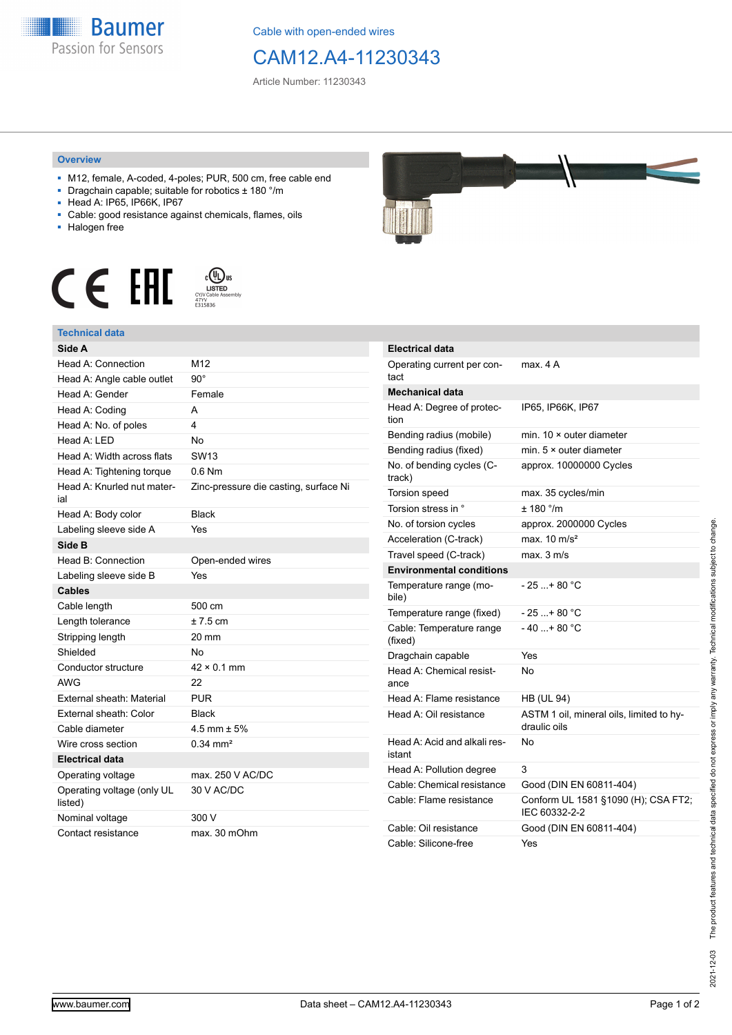Baumer
Passion for Sensors

Cable with open-ended wires

# CAM12.A4-11230343

Article Number: 11230343

## Overview

- M12, female, A-coded, 4-poles; PUR, 500 cm, free cable end
- Dragchain capable; suitable for robotics ± 180 °/m
- Head A: IP65, IP66K, IP67
- Cable: good resistance against chemicals, flames, oils
- Halogen free

c UL us LISTED CYJV Cable Assembly 47YV E315836

## Technical data

| **Side A** | |
|---|---|
| Head A: Connection | M12 |
| Head A: Angle cable outlet | 90° |
| Head A: Gender | Female |
| Head A: Coding | A |
| Head A: No. of poles | 4 |
| Head A: LED | No |
| Head A: Width across flats | SW13 |
| Head A: Tightening torque | 0.6 Nm |
| Head A: Knurled nut material | Zinc-pressure die casting, surface Ni |
| Head A: Body color | Black |
| Labeling sleeve side A | Yes |
| **Side B** | |
| Head B: Connection | Open-ended wires |
| Labeling sleeve side B | Yes |
| **Cables** | |
| Cable length | 500 cm |
| Length tolerance | ± 7.5 cm |
| Stripping length | 20 mm |
| Shielded | No |
| Conductor structure | 42 × 0.1 mm |
| AWG | 22 |
| External sheath: Material | PUR |
| External sheath: Color | Black |
| Cable diameter | 4.5 mm ± 5% |
| Wire cross section | 0.34 mm² |
| **Electrical data** | |
| Operating voltage | max. 250 V AC/DC |
| Operating voltage (only UL listed) | 30 V AC/DC |
| Nominal voltage | 300 V |
| Contact resistance | max. 30 mOhm |

| **Electrical data** | |
|---|---|
| Operating current per contact | max. 4 A |
| **Mechanical data** | |
| Head A: Degree of protection | IP65, IP66K, IP67 |
| Bending radius (mobile) | min. 10 × outer diameter |
| Bending radius (fixed) | min. 5 × outer diameter |
| No. of bending cycles (C-track) | approx. 10000000 Cycles |
| Torsion speed | max. 35 cycles/min |
| Torsion stress in ° | ± 180 °/m |
| No. of torsion cycles | approx. 2000000 Cycles |
| Acceleration (C-track) | max. 10 m/s² |
| Travel speed (C-track) | max. 3 m/s |
| **Environmental conditions** | |
| Temperature range (mobile) | - 25 ...+ 80 °C |
| Temperature range (fixed) | - 25 ...+ 80 °C |
| Cable: Temperature range (fixed) | - 40 ...+ 80 °C |
| Dragchain capable | Yes |
| Head A: Chemical resistance | No |
| Head A: Flame resistance | HB (UL 94) |
| Head A: Oil resistance | ASTM 1 oil, mineral oils, limited to hydraulic oils |
| Head A: Acid and alkali resistant | No |
| Head A: Pollution degree | 3 |
| Cable: Chemical resistance | Good (DIN EN 60811-404) |
| Cable: Flame resistance | Conform UL 1581 §1090 (H); CSA FT2; IEC 60332-2-2 |
| Cable: Oil resistance | Good (DIN EN 60811-404) |
| Cable: Silicone-free | Yes |

2021-12-03 The product features and technical data specified do not express or imply any warranty. Technical modifications subject to change.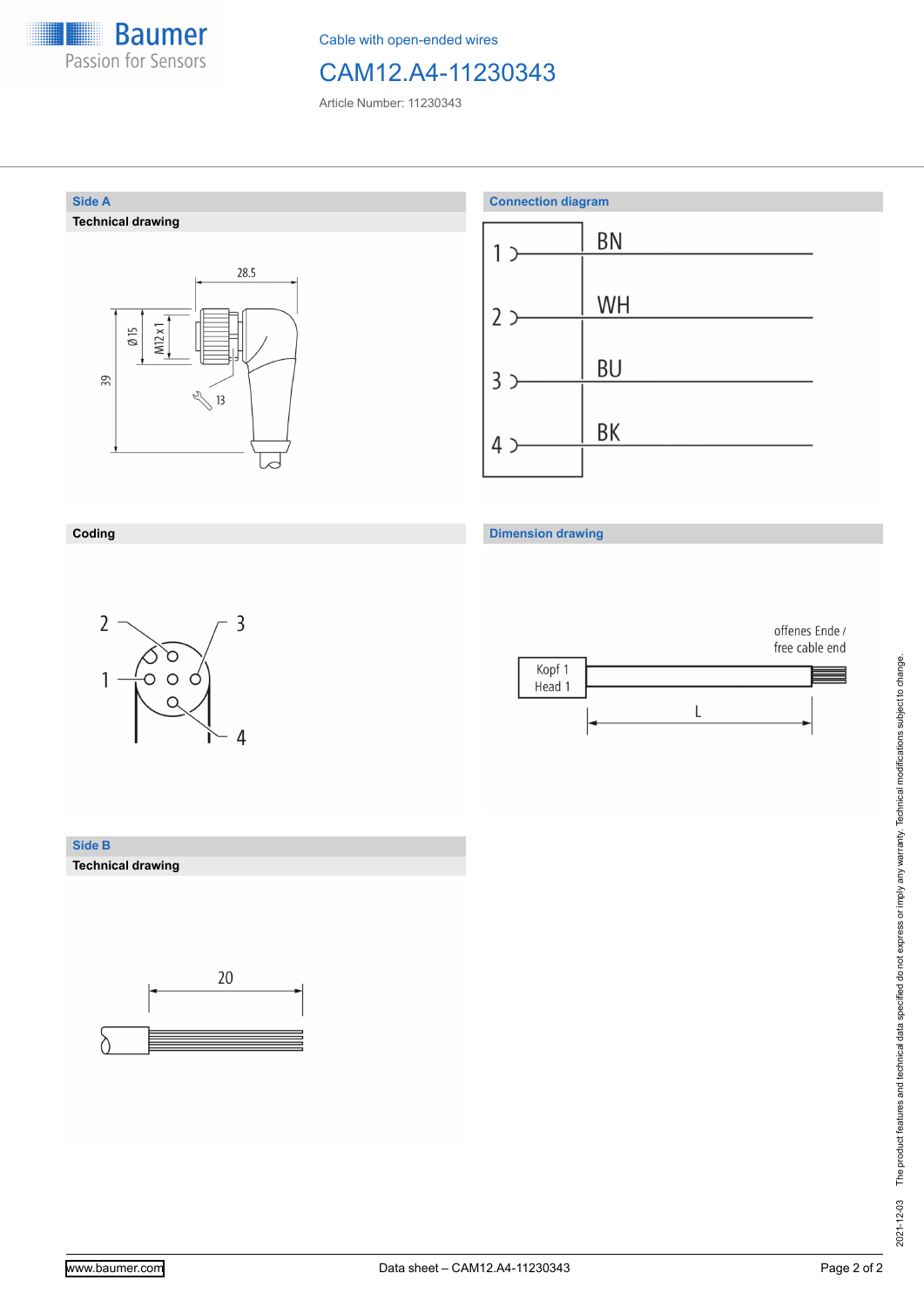Cable with open-ended wires

# CAM12.A4-11230343

Article Number: 11230343

## Side A

### Technical drawing

28.5

Ø 15

M12 x 1

39

13

## Connection diagram

1 BN

2 WH

3 BU

4 BK

### Coding

2 3

1

4

## Dimension drawing

offenes Ende / free cable end

Kopf 1
Head 1

L

## Side B

### Technical drawing

20

The product features and technical data specified do not express or imply any warranty. Technical modifications subject to change.

2021-12-03

www.baumer.com

Data sheet – CAM12.A4-11230343